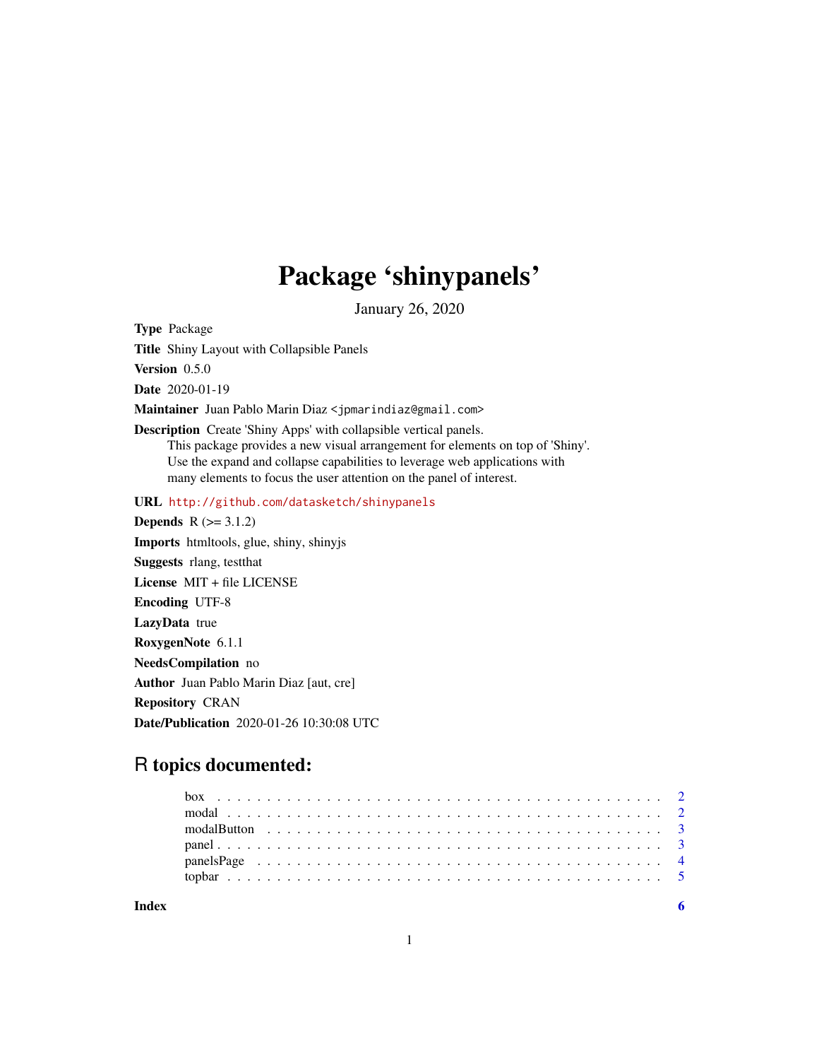# Package 'shinypanels'

January 26, 2020

**Type** Package

**Title** Shiny Layout with Collapsible Panels

**Version** 0.5.0

**Date** 2020-01-19

**Maintainer** Juan Pablo Marin Diaz <jpmarindiaz@gmail.com>

**Description** Create 'Shiny Apps' with collapsible vertical panels.
This package provides a new visual arrangement for elements on top of 'Shiny'.
Use the expand and collapse capabilities to leverage web applications with
many elements to focus the user attention on the panel of interest.

**URL** http://github.com/datasketch/shinypanels

**Depends** R (>= 3.1.2)

**Imports** htmltools, glue, shiny, shinyjs

**Suggests** rlang, testthat

**License** MIT + file LICENSE

**Encoding** UTF-8

**LazyData** true

**RoxygenNote** 6.1.1

**NeedsCompilation** no

**Author** Juan Pablo Marin Diaz [aut, cre]

**Repository** CRAN

**Date/Publication** 2020-01-26 10:30:08 UTC

## R topics documented:

| | |
|---|---|
| box | 2 |
| modal | 2 |
| modalButton | 3 |
| panel | 3 |
| panelsPage | 4 |
| topbar | 5 |
| **Index** | **6** |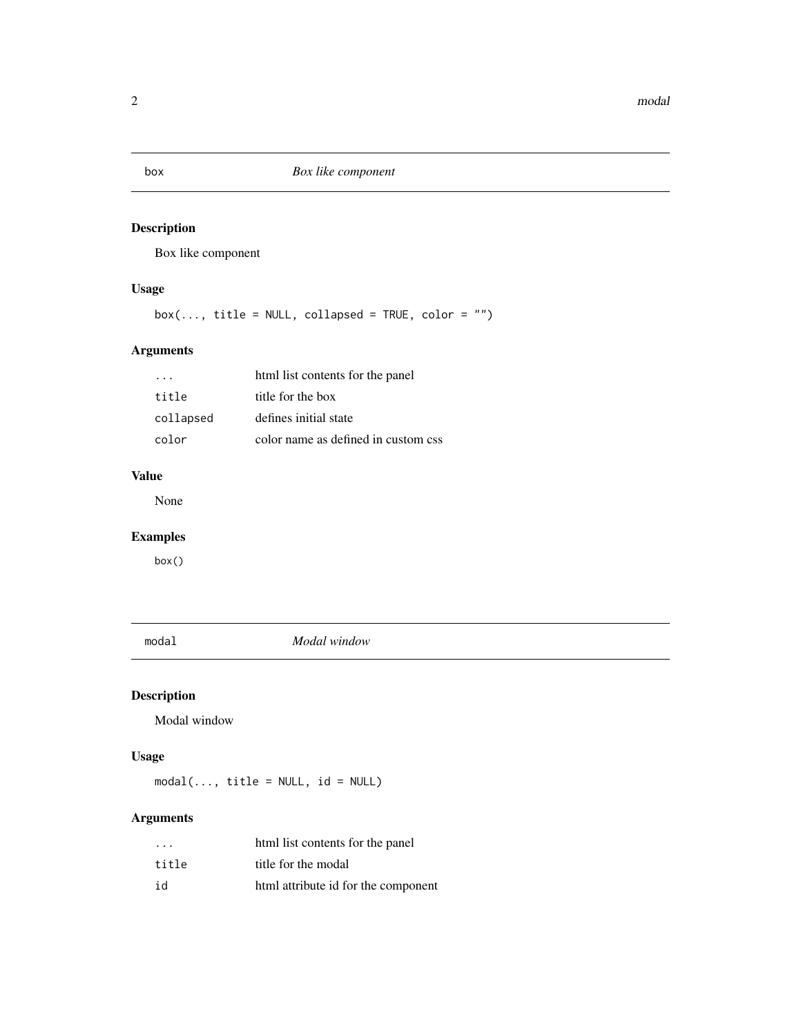## box — *Box like component*

### Description

Box like component

### Usage

```
box(..., title = NULL, collapsed = TRUE, color = "")
```

### Arguments

| | |
|---|---|
| `...` | html list contents for the panel |
| `title` | title for the box |
| `collapsed` | defines initial state |
| `color` | color name as defined in custom css |

### Value

None

### Examples

```
box()
```

## modal — *Modal window*

### Description

Modal window

### Usage

```
modal(..., title = NULL, id = NULL)
```

### Arguments

| | |
|---|---|
| `...` | html list contents for the panel |
| `title` | title for the modal |
| `id` | html attribute id for the component |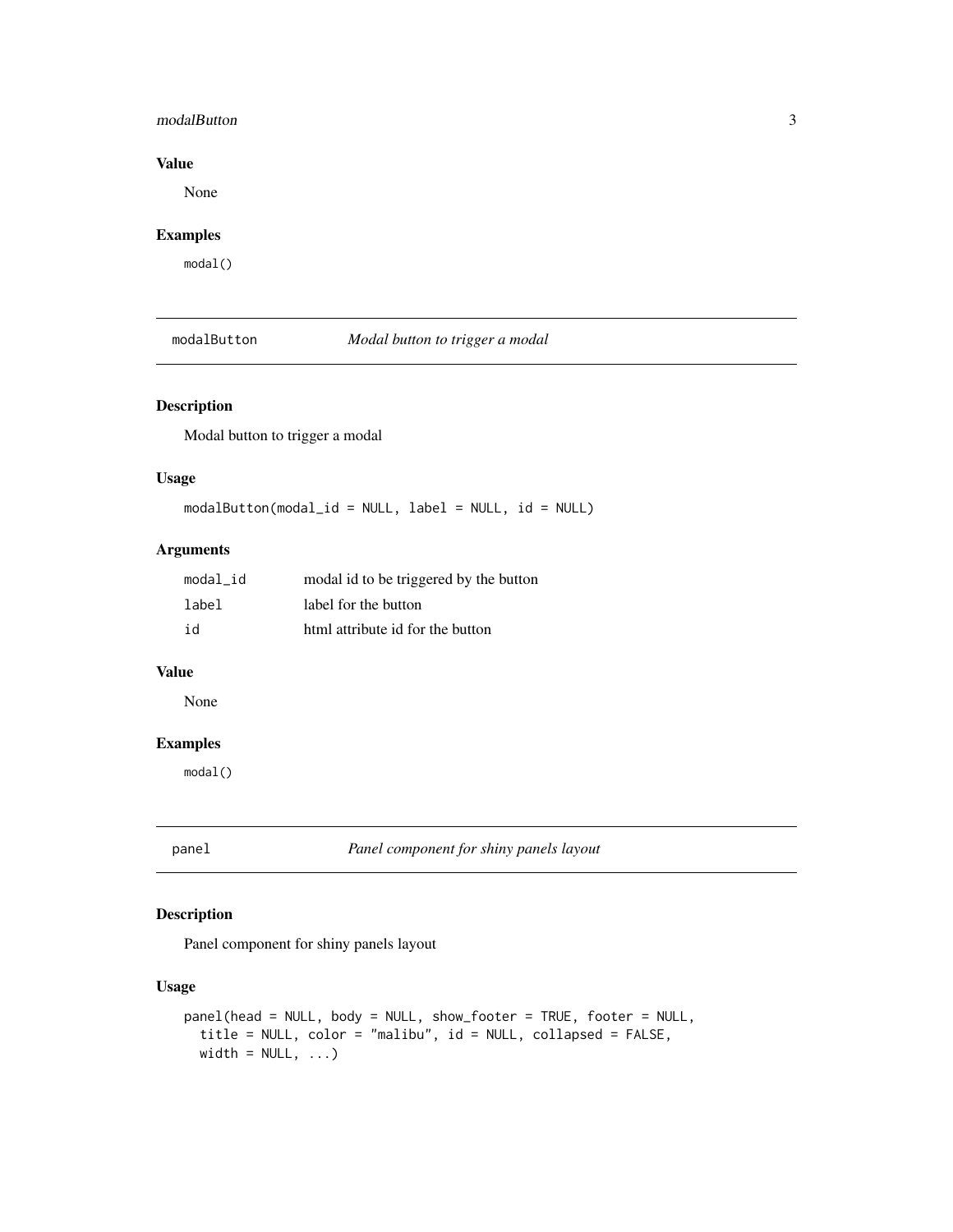## Value

None

## Examples

```
modal()
```

---

`modalButton` *Modal button to trigger a modal*

---

## Description

Modal button to trigger a modal

## Usage

```
modalButton(modal_id = NULL, label = NULL, id = NULL)
```

## Arguments

| | |
|---|---|
| `modal_id` | modal id to be triggered by the button |
| `label` | label for the button |
| `id` | html attribute id for the button |

## Value

None

## Examples

```
modal()
```

---

`panel` *Panel component for shiny panels layout*

---

## Description

Panel component for shiny panels layout

## Usage

```
panel(head = NULL, body = NULL, show_footer = TRUE, footer = NULL,
  title = NULL, color = "malibu", id = NULL, collapsed = FALSE,
  width = NULL, ...)
```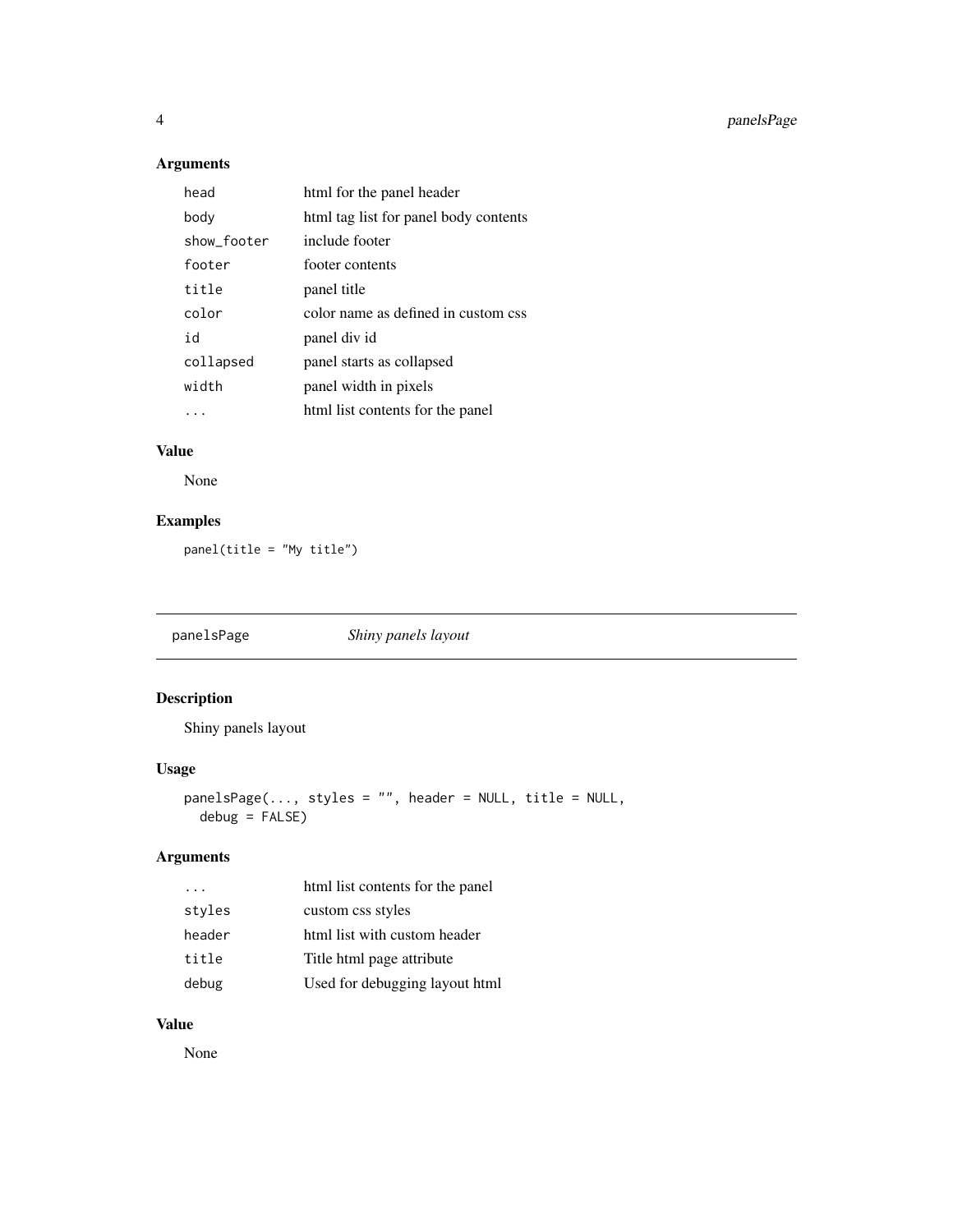### Arguments

| | |
|---|---|
| head | html for the panel header |
| body | html tag list for panel body contents |
| show_footer | include footer |
| footer | footer contents |
| title | panel title |
| color | color name as defined in custom css |
| id | panel div id |
| collapsed | panel starts as collapsed |
| width | panel width in pixels |
| ... | html list contents for the panel |

### Value

None

### Examples

```
panel(title = "My title")
```

---

## panelsPage *Shiny panels layout*

---

### Description

Shiny panels layout

### Usage

```
panelsPage(..., styles = "", header = NULL, title = NULL,
  debug = FALSE)
```

### Arguments

| | |
|---|---|
| ... | html list contents for the panel |
| styles | custom css styles |
| header | html list with custom header |
| title | Title html page attribute |
| debug | Used for debugging layout html |

### Value

None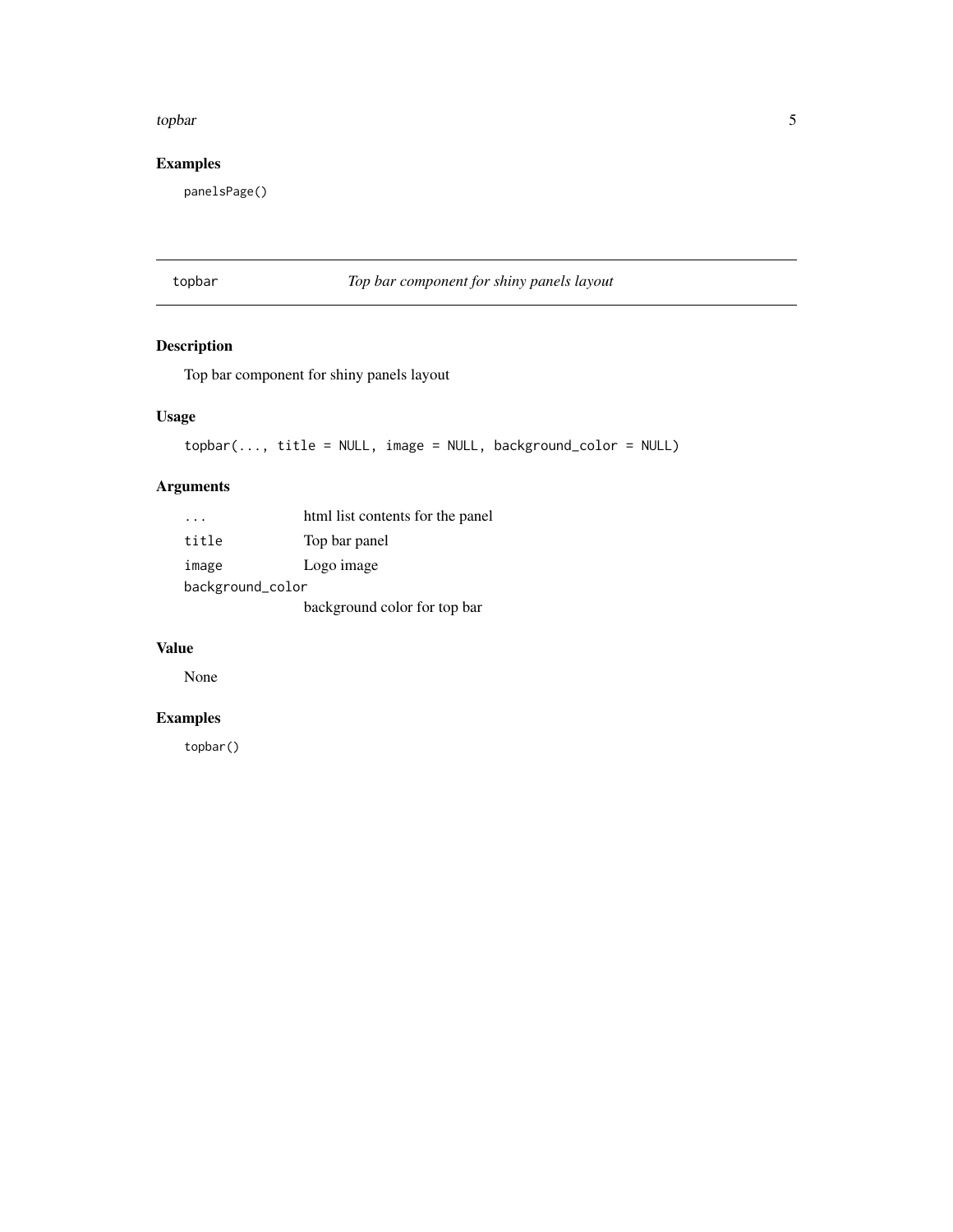## Examples

```
panelsPage()
```

---

# topbar — *Top bar component for shiny panels layout*

## Description

Top bar component for shiny panels layout

## Usage

```
topbar(..., title = NULL, image = NULL, background_color = NULL)
```

## Arguments

| | |
|---|---|
| `...` | html list contents for the panel |
| `title` | Top bar panel |
| `image` | Logo image |
| `background_color` | background color for top bar |

## Value

None

## Examples

```
topbar()
```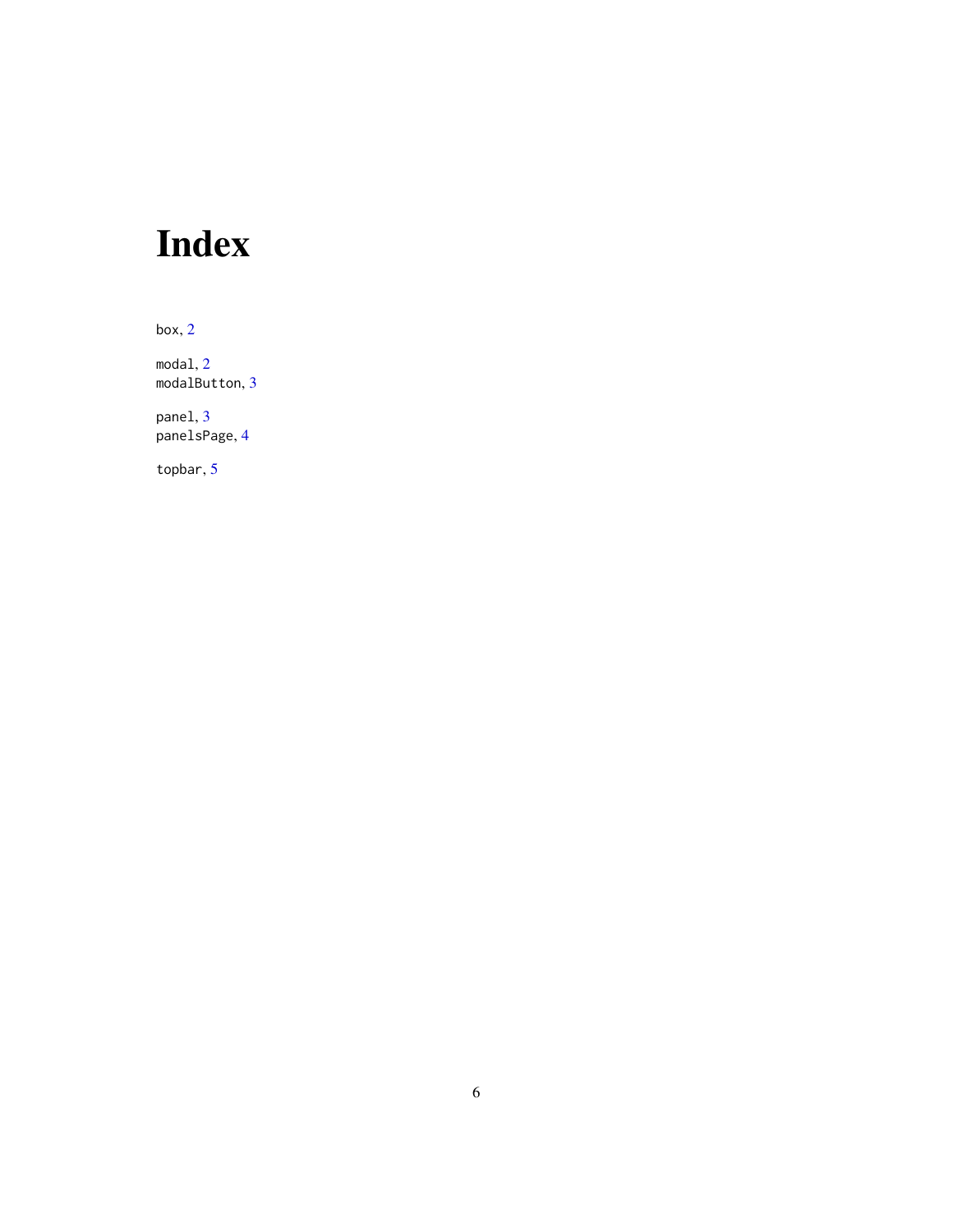# Index

box, 2

modal, 2
modalButton, 3

panel, 3
panelsPage, 4

topbar, 5